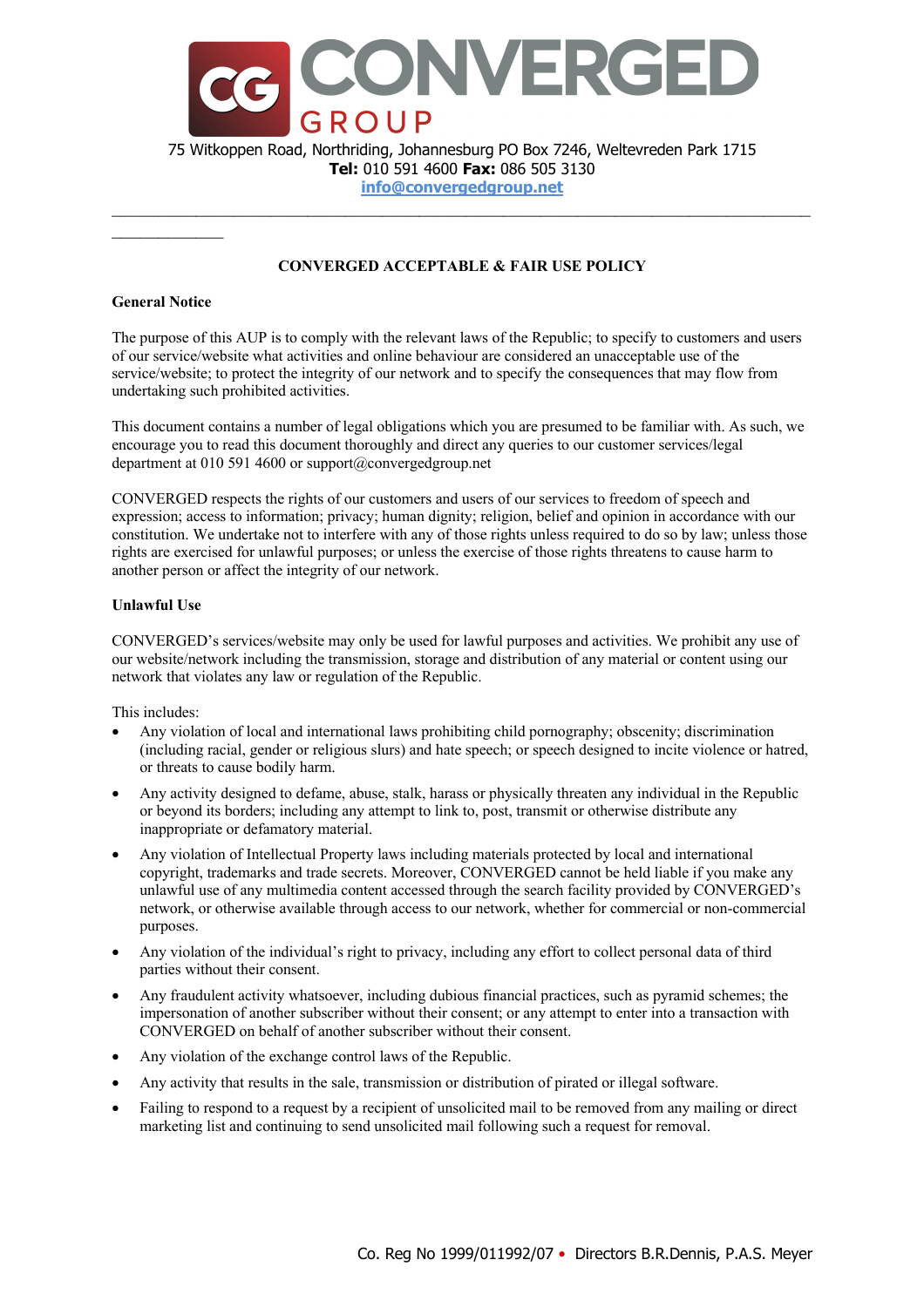CONVERGED GROUP

75 Witkoppen Road, Northriding, Johannesburg PO Box 7246, Weltevreden Park 1715
**Tel:** 010 591 4600 **Fax:** 086 505 3130
info@convergedgroup.net

---

## CONVERGED ACCEPTABLE & FAIR USE POLICY

### General Notice

The purpose of this AUP is to comply with the relevant laws of the Republic; to specify to customers and users of our service/website what activities and online behaviour are considered an unacceptable use of the service/website; to protect the integrity of our network and to specify the consequences that may flow from undertaking such prohibited activities.

This document contains a number of legal obligations which you are presumed to be familiar with. As such, we encourage you to read this document thoroughly and direct any queries to our customer services/legal department at 010 591 4600 or support@convergedgroup.net

CONVERGED respects the rights of our customers and users of our services to freedom of speech and expression; access to information; privacy; human dignity; religion, belief and opinion in accordance with our constitution. We undertake not to interfere with any of those rights unless required to do so by law; unless those rights are exercised for unlawful purposes; or unless the exercise of those rights threatens to cause harm to another person or affect the integrity of our network.

### Unlawful Use

CONVERGED's services/website may only be used for lawful purposes and activities. We prohibit any use of our website/network including the transmission, storage and distribution of any material or content using our network that violates any law or regulation of the Republic.

This includes:

- Any violation of local and international laws prohibiting child pornography; obscenity; discrimination (including racial, gender or religious slurs) and hate speech; or speech designed to incite violence or hatred, or threats to cause bodily harm.
- Any activity designed to defame, abuse, stalk, harass or physically threaten any individual in the Republic or beyond its borders; including any attempt to link to, post, transmit or otherwise distribute any inappropriate or defamatory material.
- Any violation of Intellectual Property laws including materials protected by local and international copyright, trademarks and trade secrets. Moreover, CONVERGED cannot be held liable if you make any unlawful use of any multimedia content accessed through the search facility provided by CONVERGED's network, or otherwise available through access to our network, whether for commercial or non-commercial purposes.
- Any violation of the individual's right to privacy, including any effort to collect personal data of third parties without their consent.
- Any fraudulent activity whatsoever, including dubious financial practices, such as pyramid schemes; the impersonation of another subscriber without their consent; or any attempt to enter into a transaction with CONVERGED on behalf of another subscriber without their consent.
- Any violation of the exchange control laws of the Republic.
- Any activity that results in the sale, transmission or distribution of pirated or illegal software.
- Failing to respond to a request by a recipient of unsolicited mail to be removed from any mailing or direct marketing list and continuing to send unsolicited mail following such a request for removal.

Co. Reg No 1999/011992/07 • Directors B.R.Dennis, P.A.S. Meyer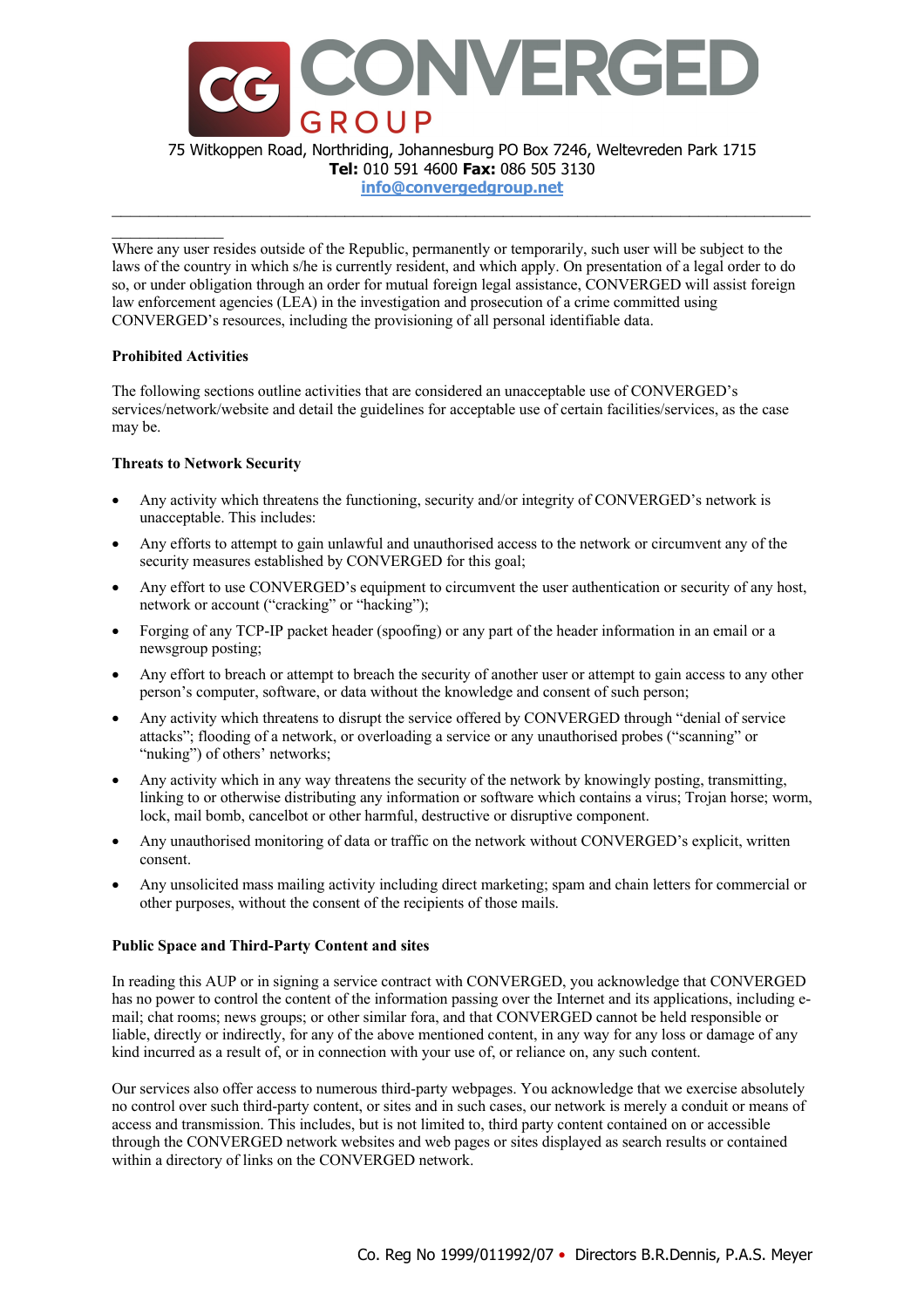Where any user resides outside of the Republic, permanently or temporarily, such user will be subject to the laws of the country in which s/he is currently resident, and which apply. On presentation of a legal order to do so, or under obligation through an order for mutual foreign legal assistance, CONVERGED will assist foreign law enforcement agencies (LEA) in the investigation and prosecution of a crime committed using CONVERGED's resources, including the provisioning of all personal identifiable data.

**Prohibited Activities**

The following sections outline activities that are considered an unacceptable use of CONVERGED's services/network/website and detail the guidelines for acceptable use of certain facilities/services, as the case may be.

**Threats to Network Security**

- Any activity which threatens the functioning, security and/or integrity of CONVERGED's network is unacceptable. This includes:
- Any efforts to attempt to gain unlawful and unauthorised access to the network or circumvent any of the security measures established by CONVERGED for this goal;
- Any effort to use CONVERGED's equipment to circumvent the user authentication or security of any host, network or account ("cracking" or "hacking");
- Forging of any TCP-IP packet header (spoofing) or any part of the header information in an email or a newsgroup posting;
- Any effort to breach or attempt to breach the security of another user or attempt to gain access to any other person's computer, software, or data without the knowledge and consent of such person;
- Any activity which threatens to disrupt the service offered by CONVERGED through "denial of service attacks"; flooding of a network, or overloading a service or any unauthorised probes ("scanning" or "nuking") of others' networks;
- Any activity which in any way threatens the security of the network by knowingly posting, transmitting, linking to or otherwise distributing any information or software which contains a virus; Trojan horse; worm, lock, mail bomb, cancelbot or other harmful, destructive or disruptive component.
- Any unauthorised monitoring of data or traffic on the network without CONVERGED's explicit, written consent.
- Any unsolicited mass mailing activity including direct marketing; spam and chain letters for commercial or other purposes, without the consent of the recipients of those mails.

**Public Space and Third-Party Content and sites**

In reading this AUP or in signing a service contract with CONVERGED, you acknowledge that CONVERGED has no power to control the content of the information passing over the Internet and its applications, including e-mail; chat rooms; news groups; or other similar fora, and that CONVERGED cannot be held responsible or liable, directly or indirectly, for any of the above mentioned content, in any way for any loss or damage of any kind incurred as a result of, or in connection with your use of, or reliance on, any such content.

Our services also offer access to numerous third-party webpages. You acknowledge that we exercise absolutely no control over such third-party content, or sites and in such cases, our network is merely a conduit or means of access and transmission. This includes, but is not limited to, third party content contained on or accessible through the CONVERGED network websites and web pages or sites displayed as search results or contained within a directory of links on the CONVERGED network.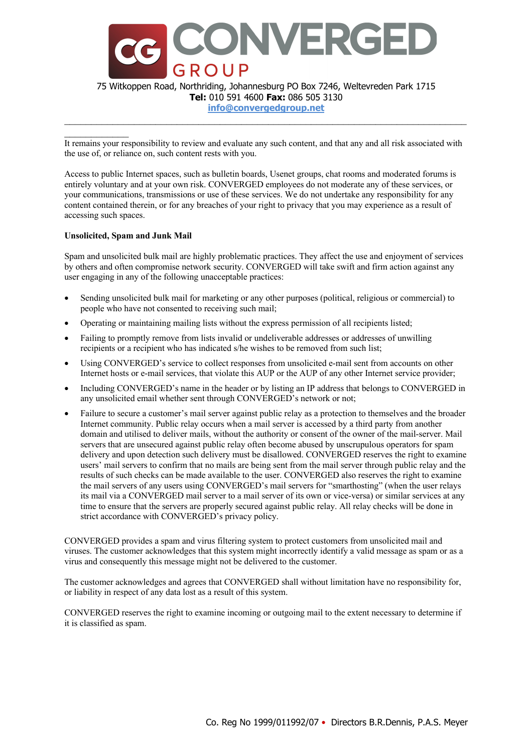It remains your responsibility to review and evaluate any such content, and that any and all risk associated with the use of, or reliance on, such content rests with you.

Access to public Internet spaces, such as bulletin boards, Usenet groups, chat rooms and moderated forums is entirely voluntary and at your own risk. CONVERGED employees do not moderate any of these services, or your communications, transmissions or use of these services. We do not undertake any responsibility for any content contained therein, or for any breaches of your right to privacy that you may experience as a result of accessing such spaces.

**Unsolicited, Spam and Junk Mail**

Spam and unsolicited bulk mail are highly problematic practices. They affect the use and enjoyment of services by others and often compromise network security. CONVERGED will take swift and firm action against any user engaging in any of the following unacceptable practices:

- Sending unsolicited bulk mail for marketing or any other purposes (political, religious or commercial) to people who have not consented to receiving such mail;
- Operating or maintaining mailing lists without the express permission of all recipients listed;
- Failing to promptly remove from lists invalid or undeliverable addresses or addresses of unwilling recipients or a recipient who has indicated s/he wishes to be removed from such list;
- Using CONVERGED's service to collect responses from unsolicited e-mail sent from accounts on other Internet hosts or e-mail services, that violate this AUP or the AUP of any other Internet service provider;
- Including CONVERGED's name in the header or by listing an IP address that belongs to CONVERGED in any unsolicited email whether sent through CONVERGED's network or not;
- Failure to secure a customer's mail server against public relay as a protection to themselves and the broader Internet community. Public relay occurs when a mail server is accessed by a third party from another domain and utilised to deliver mails, without the authority or consent of the owner of the mail-server. Mail servers that are unsecured against public relay often become abused by unscrupulous operators for spam delivery and upon detection such delivery must be disallowed. CONVERGED reserves the right to examine users' mail servers to confirm that no mails are being sent from the mail server through public relay and the results of such checks can be made available to the user. CONVERGED also reserves the right to examine the mail servers of any users using CONVERGED's mail servers for "smarthosting" (when the user relays its mail via a CONVERGED mail server to a mail server of its own or vice-versa) or similar services at any time to ensure that the servers are properly secured against public relay. All relay checks will be done in strict accordance with CONVERGED's privacy policy.

CONVERGED provides a spam and virus filtering system to protect customers from unsolicited mail and viruses. The customer acknowledges that this system might incorrectly identify a valid message as spam or as a virus and consequently this message might not be delivered to the customer.

The customer acknowledges and agrees that CONVERGED shall without limitation have no responsibility for, or liability in respect of any data lost as a result of this system.

CONVERGED reserves the right to examine incoming or outgoing mail to the extent necessary to determine if it is classified as spam.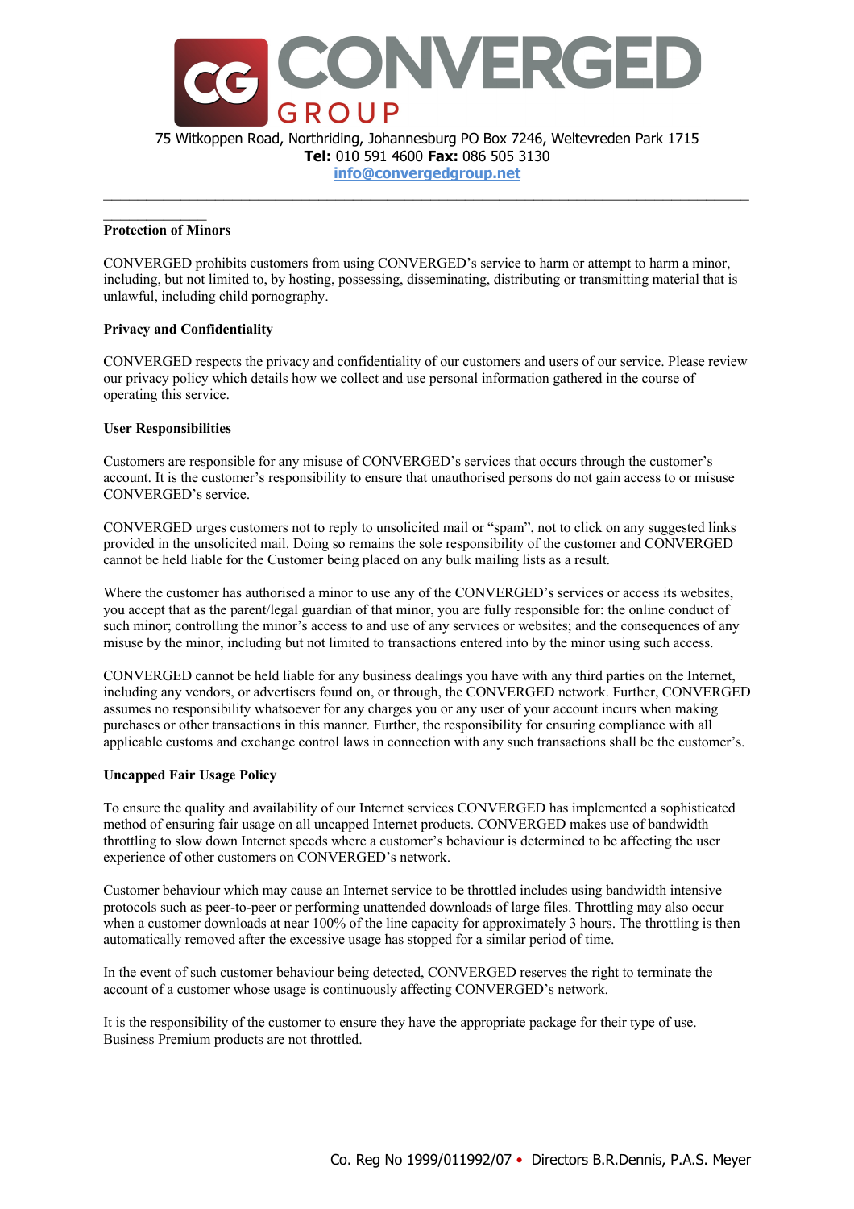**Protection of Minors**

CONVERGED prohibits customers from using CONVERGED's service to harm or attempt to harm a minor, including, but not limited to, by hosting, possessing, disseminating, distributing or transmitting material that is unlawful, including child pornography.

**Privacy and Confidentiality**

CONVERGED respects the privacy and confidentiality of our customers and users of our service. Please review our privacy policy which details how we collect and use personal information gathered in the course of operating this service.

**User Responsibilities**

Customers are responsible for any misuse of CONVERGED's services that occurs through the customer's account. It is the customer's responsibility to ensure that unauthorised persons do not gain access to or misuse CONVERGED's service.

CONVERGED urges customers not to reply to unsolicited mail or "spam", not to click on any suggested links provided in the unsolicited mail. Doing so remains the sole responsibility of the customer and CONVERGED cannot be held liable for the Customer being placed on any bulk mailing lists as a result.

Where the customer has authorised a minor to use any of the CONVERGED's services or access its websites, you accept that as the parent/legal guardian of that minor, you are fully responsible for: the online conduct of such minor; controlling the minor's access to and use of any services or websites; and the consequences of any misuse by the minor, including but not limited to transactions entered into by the minor using such access.

CONVERGED cannot be held liable for any business dealings you have with any third parties on the Internet, including any vendors, or advertisers found on, or through, the CONVERGED network. Further, CONVERGED assumes no responsibility whatsoever for any charges you or any user of your account incurs when making purchases or other transactions in this manner. Further, the responsibility for ensuring compliance with all applicable customs and exchange control laws in connection with any such transactions shall be the customer's.

**Uncapped Fair Usage Policy**

To ensure the quality and availability of our Internet services CONVERGED has implemented a sophisticated method of ensuring fair usage on all uncapped Internet products. CONVERGED makes use of bandwidth throttling to slow down Internet speeds where a customer's behaviour is determined to be affecting the user experience of other customers on CONVERGED's network.

Customer behaviour which may cause an Internet service to be throttled includes using bandwidth intensive protocols such as peer-to-peer or performing unattended downloads of large files. Throttling may also occur when a customer downloads at near 100% of the line capacity for approximately 3 hours. The throttling is then automatically removed after the excessive usage has stopped for a similar period of time.

In the event of such customer behaviour being detected, CONVERGED reserves the right to terminate the account of a customer whose usage is continuously affecting CONVERGED's network.

It is the responsibility of the customer to ensure they have the appropriate package for their type of use. Business Premium products are not throttled.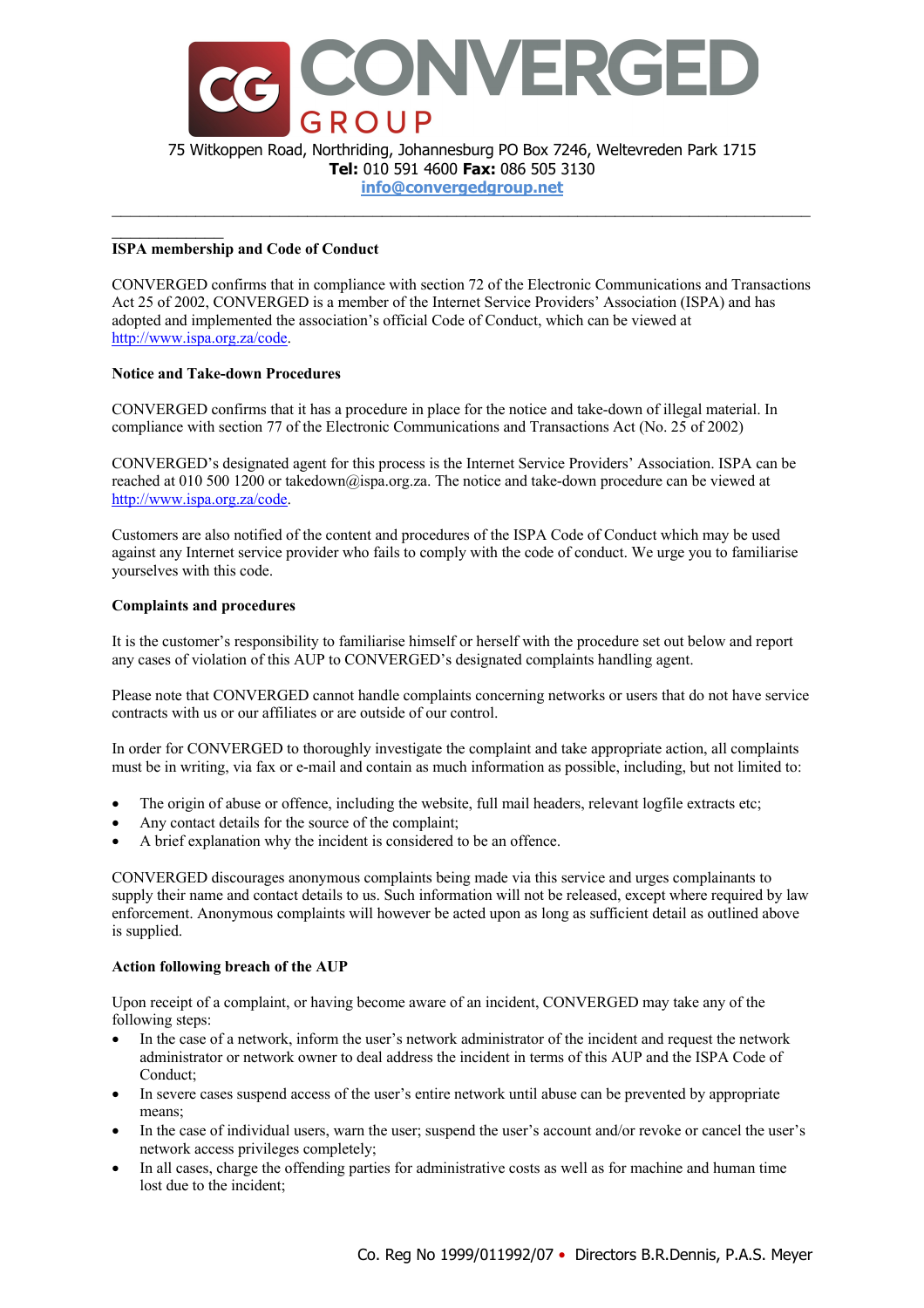## ISPA membership and Code of Conduct

CONVERGED confirms that in compliance with section 72 of the Electronic Communications and Transactions Act 25 of 2002, CONVERGED is a member of the Internet Service Providers' Association (ISPA) and has adopted and implemented the association's official Code of Conduct, which can be viewed at http://www.ispa.org.za/code.

## Notice and Take-down Procedures

CONVERGED confirms that it has a procedure in place for the notice and take-down of illegal material. In compliance with section 77 of the Electronic Communications and Transactions Act (No. 25 of 2002)

CONVERGED's designated agent for this process is the Internet Service Providers' Association. ISPA can be reached at 010 500 1200 or takedown@ispa.org.za. The notice and take-down procedure can be viewed at http://www.ispa.org.za/code.

Customers are also notified of the content and procedures of the ISPA Code of Conduct which may be used against any Internet service provider who fails to comply with the code of conduct. We urge you to familiarise yourselves with this code.

## Complaints and procedures

It is the customer's responsibility to familiarise himself or herself with the procedure set out below and report any cases of violation of this AUP to CONVERGED's designated complaints handling agent.

Please note that CONVERGED cannot handle complaints concerning networks or users that do not have service contracts with us or our affiliates or are outside of our control.

In order for CONVERGED to thoroughly investigate the complaint and take appropriate action, all complaints must be in writing, via fax or e-mail and contain as much information as possible, including, but not limited to:

- The origin of abuse or offence, including the website, full mail headers, relevant logfile extracts etc;
- Any contact details for the source of the complaint;
- A brief explanation why the incident is considered to be an offence.

CONVERGED discourages anonymous complaints being made via this service and urges complainants to supply their name and contact details to us. Such information will not be released, except where required by law enforcement. Anonymous complaints will however be acted upon as long as sufficient detail as outlined above is supplied.

## Action following breach of the AUP

Upon receipt of a complaint, or having become aware of an incident, CONVERGED may take any of the following steps:

- In the case of a network, inform the user's network administrator of the incident and request the network administrator or network owner to deal address the incident in terms of this AUP and the ISPA Code of Conduct;
- In severe cases suspend access of the user's entire network until abuse can be prevented by appropriate means;
- In the case of individual users, warn the user; suspend the user's account and/or revoke or cancel the user's network access privileges completely;
- In all cases, charge the offending parties for administrative costs as well as for machine and human time lost due to the incident;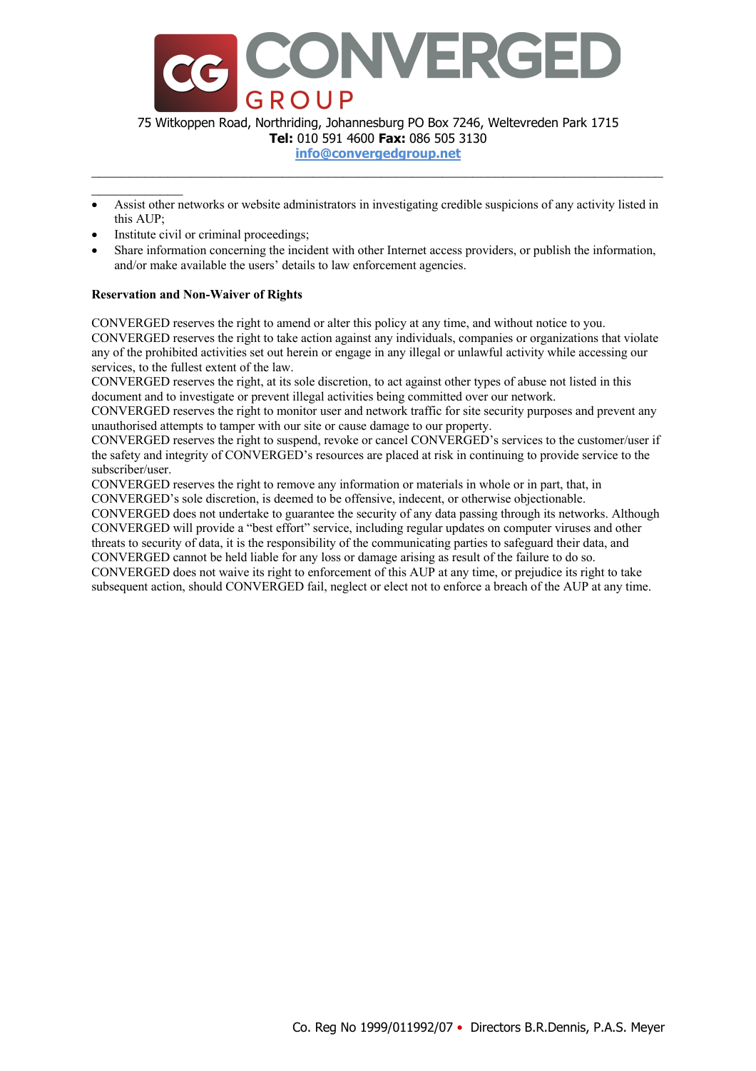- Assist other networks or website administrators in investigating credible suspicions of any activity listed in this AUP;
- Institute civil or criminal proceedings;
- Share information concerning the incident with other Internet access providers, or publish the information, and/or make available the users' details to law enforcement agencies.

**Reservation and Non-Waiver of Rights**

CONVERGED reserves the right to amend or alter this policy at any time, and without notice to you.
CONVERGED reserves the right to take action against any individuals, companies or organizations that violate any of the prohibited activities set out herein or engage in any illegal or unlawful activity while accessing our services, to the fullest extent of the law.
CONVERGED reserves the right, at its sole discretion, to act against other types of abuse not listed in this document and to investigate or prevent illegal activities being committed over our network.
CONVERGED reserves the right to monitor user and network traffic for site security purposes and prevent any unauthorised attempts to tamper with our site or cause damage to our property.
CONVERGED reserves the right to suspend, revoke or cancel CONVERGED's services to the customer/user if the safety and integrity of CONVERGED's resources are placed at risk in continuing to provide service to the subscriber/user.
CONVERGED reserves the right to remove any information or materials in whole or in part, that, in CONVERGED's sole discretion, is deemed to be offensive, indecent, or otherwise objectionable.
CONVERGED does not undertake to guarantee the security of any data passing through its networks. Although CONVERGED will provide a "best effort" service, including regular updates on computer viruses and other threats to security of data, it is the responsibility of the communicating parties to safeguard their data, and CONVERGED cannot be held liable for any loss or damage arising as result of the failure to do so.
CONVERGED does not waive its right to enforcement of this AUP at any time, or prejudice its right to take subsequent action, should CONVERGED fail, neglect or elect not to enforce a breach of the AUP at any time.